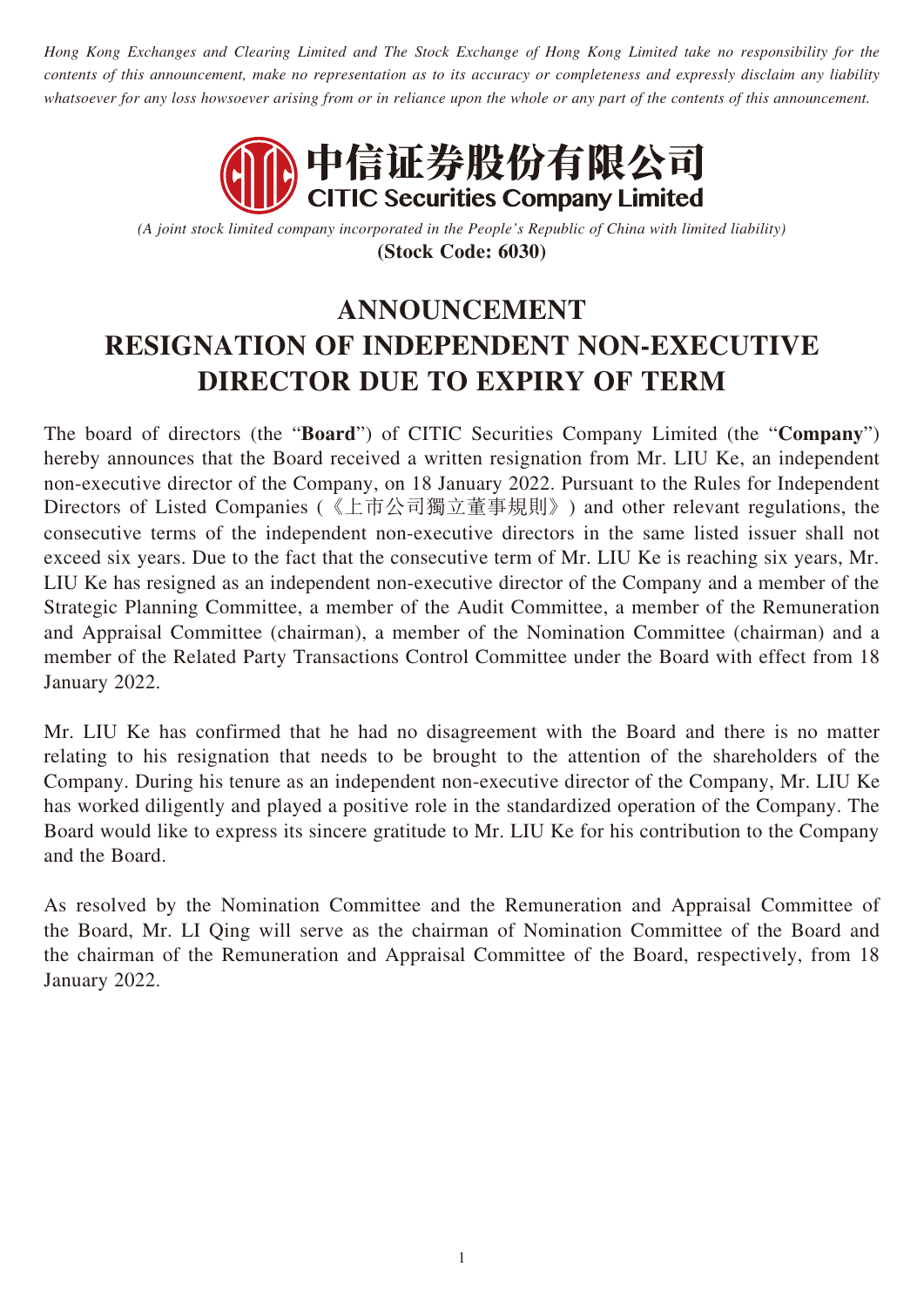*Hong Kong Exchanges and Clearing Limited and The Stock Exchange of Hong Kong Limited take no responsibility for the contents of this announcement, make no representation as to its accuracy or completeness and expressly disclaim any liability whatsoever for any loss howsoever arising from or in reliance upon the whole or any part of the contents of this announcement.*

# 中信证券股份有限公司
# CITIC Securities Company Limited

*(A joint stock limited company incorporated in the People's Republic of China with limited liability)*

**(Stock Code: 6030)**

# ANNOUNCEMENT
# RESIGNATION OF INDEPENDENT NON-EXECUTIVE DIRECTOR DUE TO EXPIRY OF TERM

The board of directors (the "**Board**") of CITIC Securities Company Limited (the "**Company**") hereby announces that the Board received a written resignation from Mr. LIU Ke, an independent non-executive director of the Company, on 18 January 2022. Pursuant to the Rules for Independent Directors of Listed Companies (《上市公司獨立董事規則》) and other relevant regulations, the consecutive terms of the independent non-executive directors in the same listed issuer shall not exceed six years. Due to the fact that the consecutive term of Mr. LIU Ke is reaching six years, Mr. LIU Ke has resigned as an independent non-executive director of the Company and a member of the Strategic Planning Committee, a member of the Audit Committee, a member of the Remuneration and Appraisal Committee (chairman), a member of the Nomination Committee (chairman) and a member of the Related Party Transactions Control Committee under the Board with effect from 18 January 2022.

Mr. LIU Ke has confirmed that he had no disagreement with the Board and there is no matter relating to his resignation that needs to be brought to the attention of the shareholders of the Company. During his tenure as an independent non-executive director of the Company, Mr. LIU Ke has worked diligently and played a positive role in the standardized operation of the Company. The Board would like to express its sincere gratitude to Mr. LIU Ke for his contribution to the Company and the Board.

As resolved by the Nomination Committee and the Remuneration and Appraisal Committee of the Board, Mr. LI Qing will serve as the chairman of Nomination Committee of the Board and the chairman of the Remuneration and Appraisal Committee of the Board, respectively, from 18 January 2022.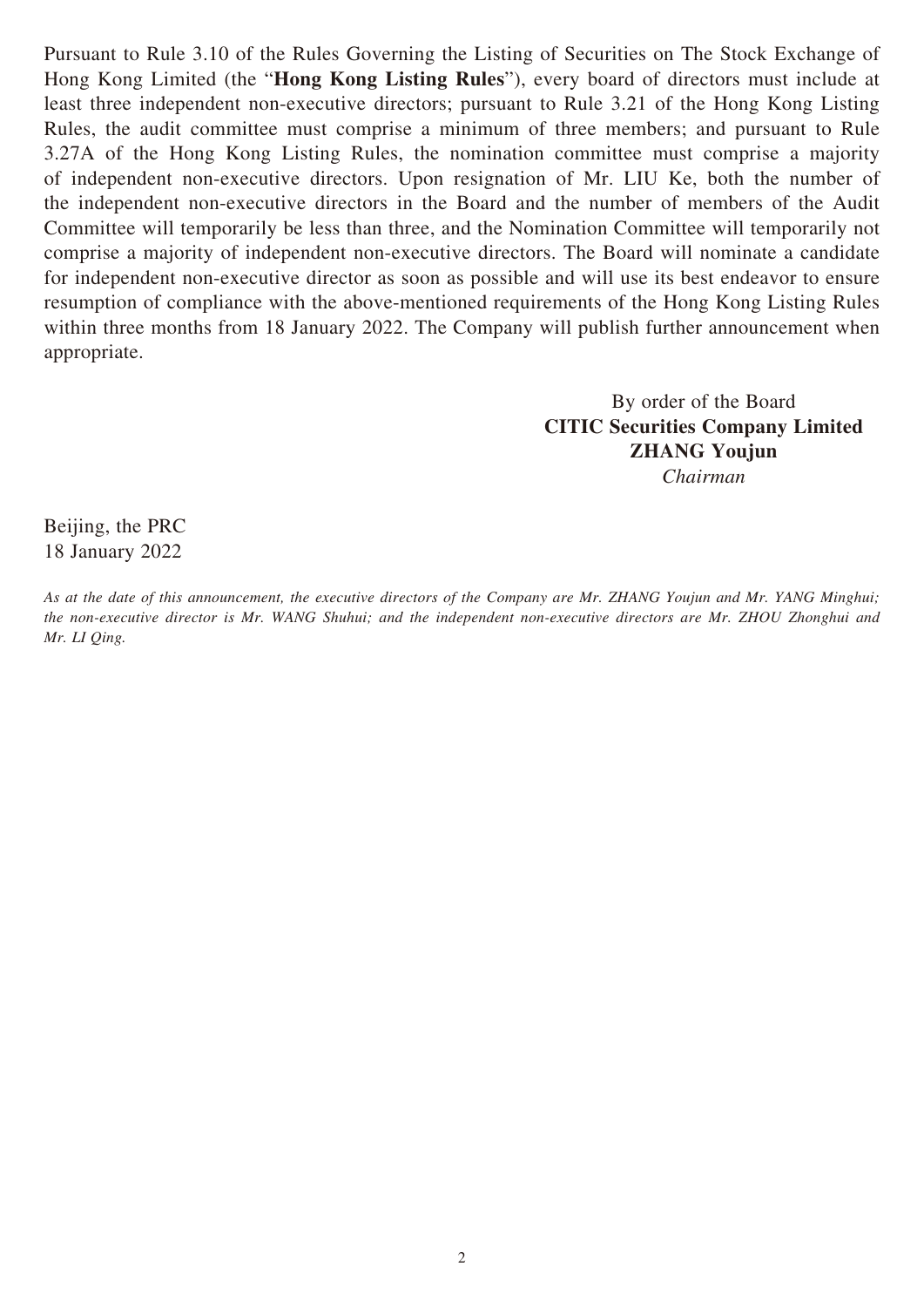Pursuant to Rule 3.10 of the Rules Governing the Listing of Securities on The Stock Exchange of Hong Kong Limited (the "**Hong Kong Listing Rules**"), every board of directors must include at least three independent non-executive directors; pursuant to Rule 3.21 of the Hong Kong Listing Rules, the audit committee must comprise a minimum of three members; and pursuant to Rule 3.27A of the Hong Kong Listing Rules, the nomination committee must comprise a majority of independent non-executive directors. Upon resignation of Mr. LIU Ke, both the number of the independent non-executive directors in the Board and the number of members of the Audit Committee will temporarily be less than three, and the Nomination Committee will temporarily not comprise a majority of independent non-executive directors. The Board will nominate a candidate for independent non-executive director as soon as possible and will use its best endeavor to ensure resumption of compliance with the above-mentioned requirements of the Hong Kong Listing Rules within three months from 18 January 2022. The Company will publish further announcement when appropriate.

By order of the Board
**CITIC Securities Company Limited**
**ZHANG Youjun**
*Chairman*

Beijing, the PRC
18 January 2022

*As at the date of this announcement, the executive directors of the Company are Mr. ZHANG Youjun and Mr. YANG Minghui; the non-executive director is Mr. WANG Shuhui; and the independent non-executive directors are Mr. ZHOU Zhonghui and Mr. LI Qing.*